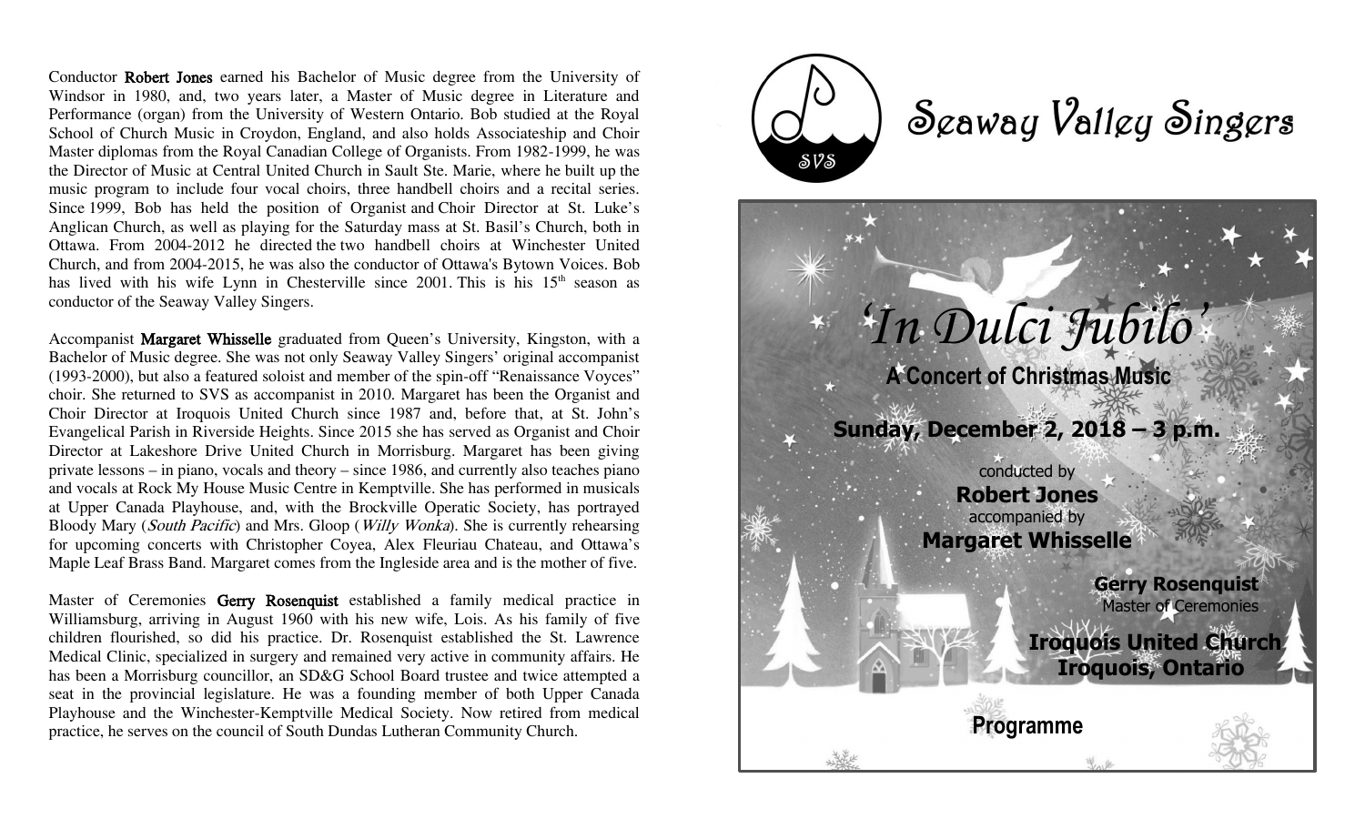Conductor **Robert Jones** earned his Bachelor of Music degree from the University of Windsor in 1980, and, two years later, a Master of Music degree in Literature and Performance (organ) from the University of Western Ontario. Bob studied at the Royal School of Church Music in Croydon, England, and also holds Associateship and Choir Master diplomas from the Royal Canadian College of Organists. From 1982-1999, he was the Director of Music at Central United Church in Sault Ste. Marie, where he built up the music program to include four vocal choirs, three handbell choirs and a recital series. Since 1999, Bob has held the position of Organist and Choir Director at St. Luke's Anglican Church, as well as playing for the Saturday mass at St. Basil's Church, both in Ottawa. From 2004-2012 he directed the two handbell choirs at Winchester United Church, and from 2004-2015, he was also the conductor of Ottawa's Bytown Voices. Bob has lived with his wife Lynn in Chesterville since 2001. This is his 15th season as conductor of the Seaway Valley Singers.

Accompanist **Margaret Whisselle** graduated from Queen's University, Kingston, with a Bachelor of Music degree. She was not only Seaway Valley Singers' original accompanist (1993-2000), but also a featured soloist and member of the spin-off "Renaissance Voyces" choir. She returned to SVS as accompanist in 2010. Margaret has been the Organist and Choir Director at Iroquois United Church since 1987 and, before that, at St. John's Evangelical Parish in Riverside Heights. Since 2015 she has served as Organist and Choir Director at Lakeshore Drive United Church in Morrisburg. Margaret has been giving private lessons – in piano, vocals and theory – since 1986, and currently also teaches piano and vocals at Rock My House Music Centre in Kemptville. She has performed in musicals at Upper Canada Playhouse, and, with the Brockville Operatic Society, has portrayed Bloody Mary (*South Pacific*) and Mrs. Gloop (*Willy Wonka*). She is currently rehearsing for upcoming concerts with Christopher Coyea, Alex Fleuriau Chateau, and Ottawa's Maple Leaf Brass Band. Margaret comes from the Ingleside area and is the mother of five.

Master of Ceremonies **Gerry Rosenquist** established a family medical practice in Williamsburg, arriving in August 1960 with his new wife, Lois. As his family of five children flourished, so did his practice. Dr. Rosenquist established the St. Lawrence Medical Clinic, specialized in surgery and remained very active in community affairs. He has been a Morrisburg councillor, an SD&G School Board trustee and twice attempted a seat in the provincial legislature. He was a founding member of both Upper Canada Playhouse and the Winchester-Kemptville Medical Society. Now retired from medical practice, he serves on the council of South Dundas Lutheran Community Church.

SVS

# Seaway Valley Singers

## *'In Dulci Jubilo'*

**A Concert of Christmas Music**

**Sunday, December 2, 2018 – 3 p.m.**

conducted by
**Robert Jones**
accompanied by
**Margaret Whisselle**

**Gerry Rosenquist**
Master of Ceremonies

**Iroquois United Church**
**Iroquois, Ontario**

**Programme**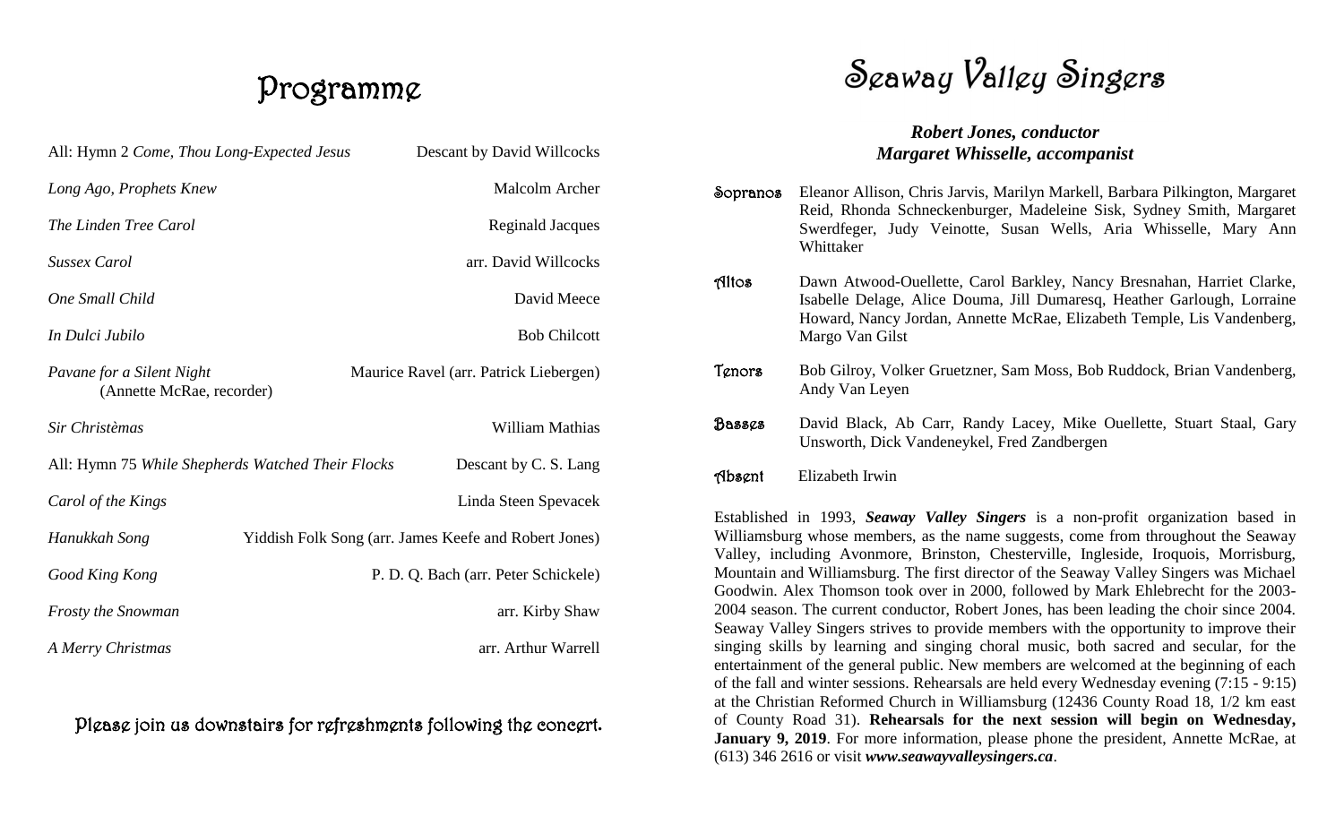# Programme

| | |
|---|---|
| All: Hymn 2 *Come, Thou Long-Expected Jesus* | Descant by David Willcocks |
| *Long Ago, Prophets Knew* | Malcolm Archer |
| *The Linden Tree Carol* | Reginald Jacques |
| *Sussex Carol* | arr. David Willcocks |
| *One Small Child* | David Meece |
| *In Dulci Jubilo* | Bob Chilcott |
| *Pavane for a Silent Night* (Annette McRae, recorder) | Maurice Ravel (arr. Patrick Liebergen) |
| *Sir Christèmas* | William Mathias |
| All: Hymn 75 *While Shepherds Watched Their Flocks* | Descant by C. S. Lang |
| *Carol of the Kings* | Linda Steen Spevacek |
| *Hanukkah Song* | Yiddish Folk Song (arr. James Keefe and Robert Jones) |
| *Good King Kong* | P. D. Q. Bach (arr. Peter Schickele) |
| *Frosty the Snowman* | arr. Kirby Shaw |
| *A Merry Christmas* | arr. Arthur Warrell |

Please join us downstairs for refreshments following the concert.

# Seaway Valley Singers

***Robert Jones, conductor***
***Margaret Whisselle, accompanist***

**Sopranos** Eleanor Allison, Chris Jarvis, Marilyn Markell, Barbara Pilkington, Margaret Reid, Rhonda Schneckenburger, Madeleine Sisk, Sydney Smith, Margaret Swerdfeger, Judy Veinotte, Susan Wells, Aria Whisselle, Mary Ann Whittaker

**Altos** Dawn Atwood-Ouellette, Carol Barkley, Nancy Bresnahan, Harriet Clarke, Isabelle Delage, Alice Douma, Jill Dumaresq, Heather Garlough, Lorraine Howard, Nancy Jordan, Annette McRae, Elizabeth Temple, Lis Vandenberg, Margo Van Gilst

**Tenors** Bob Gilroy, Volker Gruetzner, Sam Moss, Bob Ruddock, Brian Vandenberg, Andy Van Leyen

**Basses** David Black, Ab Carr, Randy Lacey, Mike Ouellette, Stuart Staal, Gary Unsworth, Dick Vandeneykel, Fred Zandbergen

**Absent** Elizabeth Irwin

Established in 1993, ***Seaway Valley Singers*** is a non-profit organization based in Williamsburg whose members, as the name suggests, come from throughout the Seaway Valley, including Avonmore, Brinston, Chesterville, Ingleside, Iroquois, Morrisburg, Mountain and Williamsburg. The first director of the Seaway Valley Singers was Michael Goodwin. Alex Thomson took over in 2000, followed by Mark Ehlebrecht for the 2003-2004 season. The current conductor, Robert Jones, has been leading the choir since 2004. Seaway Valley Singers strives to provide members with the opportunity to improve their singing skills by learning and singing choral music, both sacred and secular, for the entertainment of the general public. New members are welcomed at the beginning of each of the fall and winter sessions. Rehearsals are held every Wednesday evening (7:15 - 9:15) at the Christian Reformed Church in Williamsburg (12436 County Road 18, 1/2 km east of County Road 31). **Rehearsals for the next session will begin on Wednesday, January 9, 2019**. For more information, please phone the president, Annette McRae, at (613) 346 2616 or visit ***www.seawayvalleysingers.ca***.